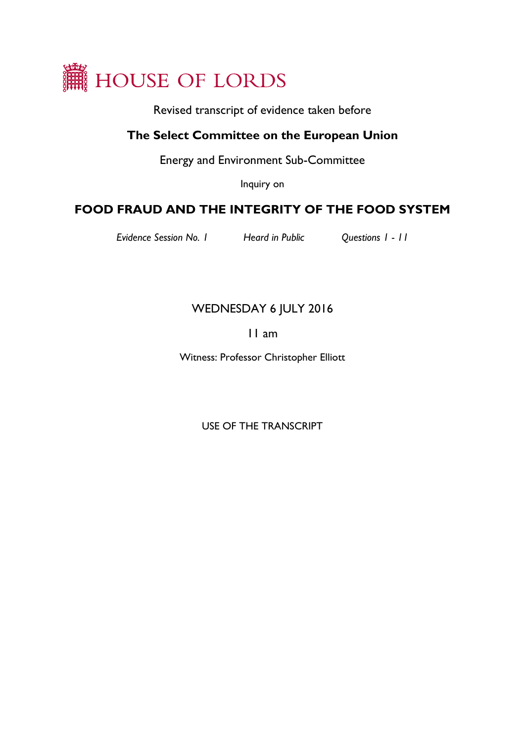# HOUSE OF LORDS

Revised transcript of evidence taken before

## The Select Committee on the European Union

Energy and Environment Sub-Committee

Inquiry on

## FOOD FRAUD AND THE INTEGRITY OF THE FOOD SYSTEM

*Evidence Session No. 1* *Heard in Public* *Questions 1 - 11*

WEDNESDAY 6 JULY 2016

11 am

Witness: Professor Christopher Elliott

USE OF THE TRANSCRIPT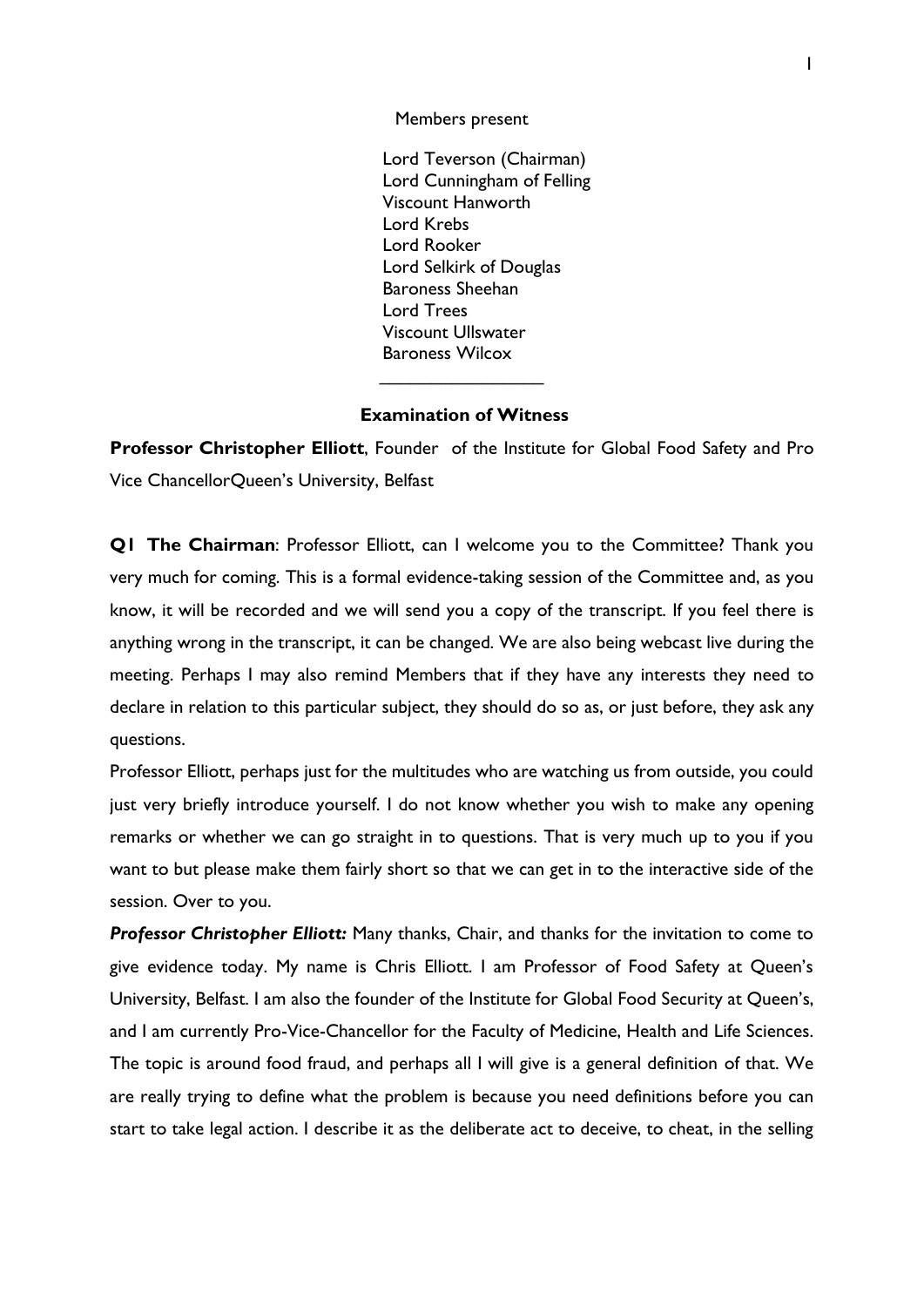Members present

Lord Teverson (Chairman)
Lord Cunningham of Felling
Viscount Hanworth
Lord Krebs
Lord Rooker
Lord Selkirk of Douglas
Baroness Sheehan
Lord Trees
Viscount Ullswater
Baroness Wilcox

---

**Examination of Witness**

**Professor Christopher Elliott**, Founder of the Institute for Global Food Safety and Pro Vice ChancellorQueen's University, Belfast

**Q1 The Chairman**: Professor Elliott, can I welcome you to the Committee? Thank you very much for coming. This is a formal evidence-taking session of the Committee and, as you know, it will be recorded and we will send you a copy of the transcript. If you feel there is anything wrong in the transcript, it can be changed. We are also being webcast live during the meeting. Perhaps I may also remind Members that if they have any interests they need to declare in relation to this particular subject, they should do so as, or just before, they ask any questions.

Professor Elliott, perhaps just for the multitudes who are watching us from outside, you could just very briefly introduce yourself. I do not know whether you wish to make any opening remarks or whether we can go straight in to questions. That is very much up to you if you want to but please make them fairly short so that we can get in to the interactive side of the session. Over to you.

***Professor Christopher Elliott:*** Many thanks, Chair, and thanks for the invitation to come to give evidence today. My name is Chris Elliott. I am Professor of Food Safety at Queen's University, Belfast. I am also the founder of the Institute for Global Food Security at Queen's, and I am currently Pro-Vice-Chancellor for the Faculty of Medicine, Health and Life Sciences. The topic is around food fraud, and perhaps all I will give is a general definition of that. We are really trying to define what the problem is because you need definitions before you can start to take legal action. I describe it as the deliberate act to deceive, to cheat, in the selling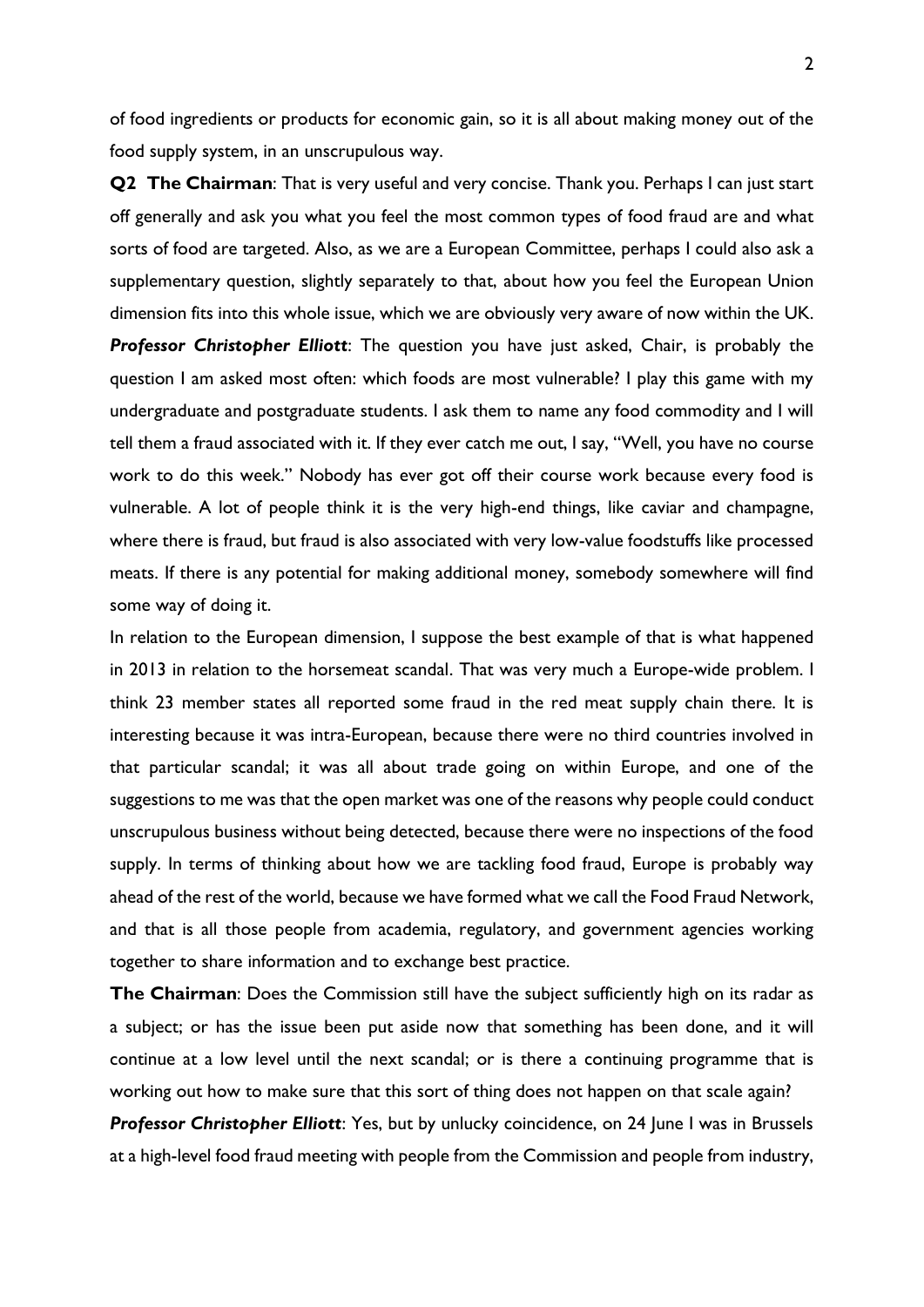of food ingredients or products for economic gain, so it is all about making money out of the food supply system, in an unscrupulous way.

**Q2 The Chairman**: That is very useful and very concise. Thank you. Perhaps I can just start off generally and ask you what you feel the most common types of food fraud are and what sorts of food are targeted. Also, as we are a European Committee, perhaps I could also ask a supplementary question, slightly separately to that, about how you feel the European Union dimension fits into this whole issue, which we are obviously very aware of now within the UK.

***Professor Christopher Elliott***: The question you have just asked, Chair, is probably the question I am asked most often: which foods are most vulnerable? I play this game with my undergraduate and postgraduate students. I ask them to name any food commodity and I will tell them a fraud associated with it. If they ever catch me out, I say, "Well, you have no course work to do this week." Nobody has ever got off their course work because every food is vulnerable. A lot of people think it is the very high-end things, like caviar and champagne, where there is fraud, but fraud is also associated with very low-value foodstuffs like processed meats. If there is any potential for making additional money, somebody somewhere will find some way of doing it.

In relation to the European dimension, I suppose the best example of that is what happened in 2013 in relation to the horsemeat scandal. That was very much a Europe-wide problem. I think 23 member states all reported some fraud in the red meat supply chain there. It is interesting because it was intra-European, because there were no third countries involved in that particular scandal; it was all about trade going on within Europe, and one of the suggestions to me was that the open market was one of the reasons why people could conduct unscrupulous business without being detected, because there were no inspections of the food supply. In terms of thinking about how we are tackling food fraud, Europe is probably way ahead of the rest of the world, because we have formed what we call the Food Fraud Network, and that is all those people from academia, regulatory, and government agencies working together to share information and to exchange best practice.

**The Chairman**: Does the Commission still have the subject sufficiently high on its radar as a subject; or has the issue been put aside now that something has been done, and it will continue at a low level until the next scandal; or is there a continuing programme that is working out how to make sure that this sort of thing does not happen on that scale again?

***Professor Christopher Elliott***: Yes, but by unlucky coincidence, on 24 June I was in Brussels at a high-level food fraud meeting with people from the Commission and people from industry,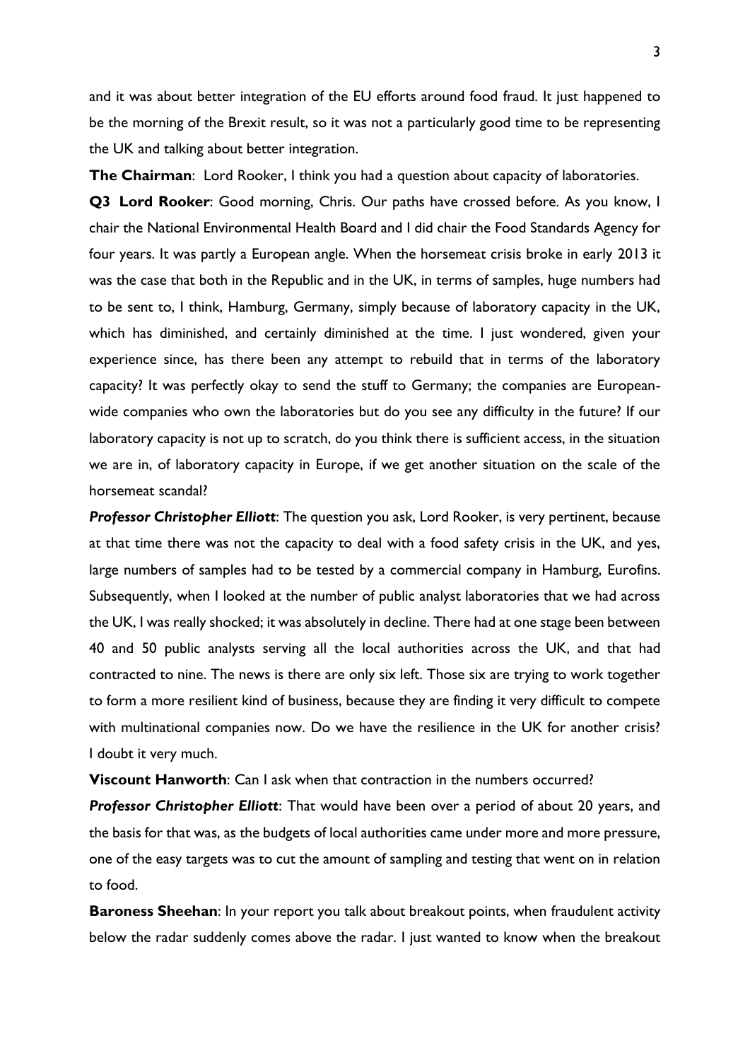and it was about better integration of the EU efforts around food fraud. It just happened to be the morning of the Brexit result, so it was not a particularly good time to be representing the UK and talking about better integration.

**The Chairman**: Lord Rooker, I think you had a question about capacity of laboratories.

**Q3 Lord Rooker**: Good morning, Chris. Our paths have crossed before. As you know, I chair the National Environmental Health Board and I did chair the Food Standards Agency for four years. It was partly a European angle. When the horsemeat crisis broke in early 2013 it was the case that both in the Republic and in the UK, in terms of samples, huge numbers had to be sent to, I think, Hamburg, Germany, simply because of laboratory capacity in the UK, which has diminished, and certainly diminished at the time. I just wondered, given your experience since, has there been any attempt to rebuild that in terms of the laboratory capacity? It was perfectly okay to send the stuff to Germany; the companies are European-wide companies who own the laboratories but do you see any difficulty in the future? If our laboratory capacity is not up to scratch, do you think there is sufficient access, in the situation we are in, of laboratory capacity in Europe, if we get another situation on the scale of the horsemeat scandal?

***Professor Christopher Elliott***: The question you ask, Lord Rooker, is very pertinent, because at that time there was not the capacity to deal with a food safety crisis in the UK, and yes, large numbers of samples had to be tested by a commercial company in Hamburg, Eurofins. Subsequently, when I looked at the number of public analyst laboratories that we had across the UK, I was really shocked; it was absolutely in decline. There had at one stage been between 40 and 50 public analysts serving all the local authorities across the UK, and that had contracted to nine. The news is there are only six left. Those six are trying to work together to form a more resilient kind of business, because they are finding it very difficult to compete with multinational companies now. Do we have the resilience in the UK for another crisis? I doubt it very much.

**Viscount Hanworth**: Can I ask when that contraction in the numbers occurred?

***Professor Christopher Elliott***: That would have been over a period of about 20 years, and the basis for that was, as the budgets of local authorities came under more and more pressure, one of the easy targets was to cut the amount of sampling and testing that went on in relation to food.

**Baroness Sheehan**: In your report you talk about breakout points, when fraudulent activity below the radar suddenly comes above the radar. I just wanted to know when the breakout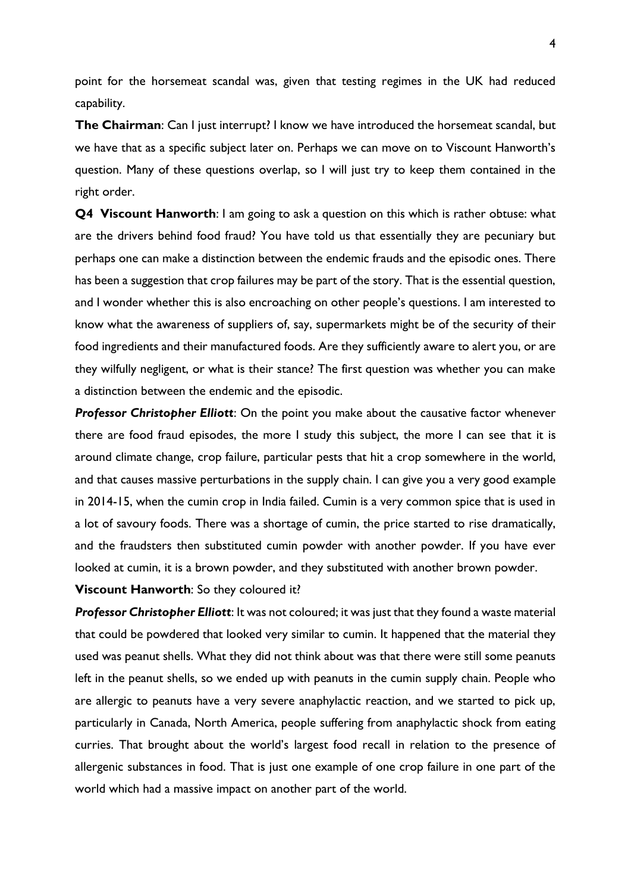point for the horsemeat scandal was, given that testing regimes in the UK had reduced capability.

**The Chairman**: Can I just interrupt? I know we have introduced the horsemeat scandal, but we have that as a specific subject later on. Perhaps we can move on to Viscount Hanworth's question. Many of these questions overlap, so I will just try to keep them contained in the right order.

**Q4 Viscount Hanworth**: I am going to ask a question on this which is rather obtuse: what are the drivers behind food fraud? You have told us that essentially they are pecuniary but perhaps one can make a distinction between the endemic frauds and the episodic ones. There has been a suggestion that crop failures may be part of the story. That is the essential question, and I wonder whether this is also encroaching on other people's questions. I am interested to know what the awareness of suppliers of, say, supermarkets might be of the security of their food ingredients and their manufactured foods. Are they sufficiently aware to alert you, or are they wilfully negligent, or what is their stance? The first question was whether you can make a distinction between the endemic and the episodic.

***Professor Christopher Elliott***: On the point you make about the causative factor whenever there are food fraud episodes, the more I study this subject, the more I can see that it is around climate change, crop failure, particular pests that hit a crop somewhere in the world, and that causes massive perturbations in the supply chain. I can give you a very good example in 2014-15, when the cumin crop in India failed. Cumin is a very common spice that is used in a lot of savoury foods. There was a shortage of cumin, the price started to rise dramatically, and the fraudsters then substituted cumin powder with another powder. If you have ever looked at cumin, it is a brown powder, and they substituted with another brown powder.

**Viscount Hanworth**: So they coloured it?

***Professor Christopher Elliott***: It was not coloured; it was just that they found a waste material that could be powdered that looked very similar to cumin. It happened that the material they used was peanut shells. What they did not think about was that there were still some peanuts left in the peanut shells, so we ended up with peanuts in the cumin supply chain. People who are allergic to peanuts have a very severe anaphylactic reaction, and we started to pick up, particularly in Canada, North America, people suffering from anaphylactic shock from eating curries. That brought about the world's largest food recall in relation to the presence of allergenic substances in food. That is just one example of one crop failure in one part of the world which had a massive impact on another part of the world.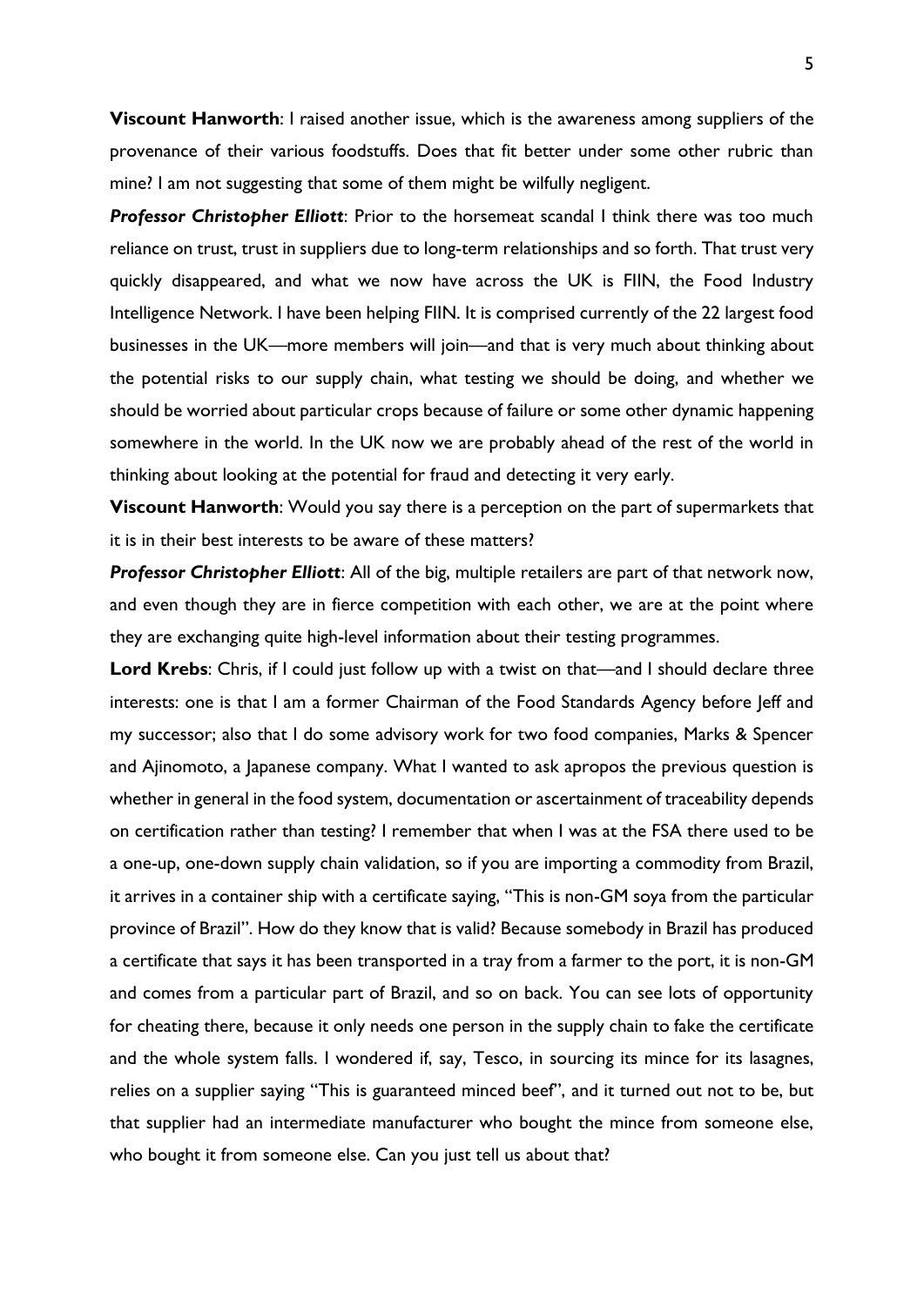**Viscount Hanworth**: I raised another issue, which is the awareness among suppliers of the provenance of their various foodstuffs. Does that fit better under some other rubric than mine? I am not suggesting that some of them might be wilfully negligent.

***Professor Christopher Elliott***: Prior to the horsemeat scandal I think there was too much reliance on trust, trust in suppliers due to long-term relationships and so forth. That trust very quickly disappeared, and what we now have across the UK is FIIN, the Food Industry Intelligence Network. I have been helping FIIN. It is comprised currently of the 22 largest food businesses in the UK—more members will join—and that is very much about thinking about the potential risks to our supply chain, what testing we should be doing, and whether we should be worried about particular crops because of failure or some other dynamic happening somewhere in the world. In the UK now we are probably ahead of the rest of the world in thinking about looking at the potential for fraud and detecting it very early.

**Viscount Hanworth**: Would you say there is a perception on the part of supermarkets that it is in their best interests to be aware of these matters?

***Professor Christopher Elliott***: All of the big, multiple retailers are part of that network now, and even though they are in fierce competition with each other, we are at the point where they are exchanging quite high-level information about their testing programmes.

**Lord Krebs**: Chris, if I could just follow up with a twist on that—and I should declare three interests: one is that I am a former Chairman of the Food Standards Agency before Jeff and my successor; also that I do some advisory work for two food companies, Marks & Spencer and Ajinomoto, a Japanese company. What I wanted to ask apropos the previous question is whether in general in the food system, documentation or ascertainment of traceability depends on certification rather than testing? I remember that when I was at the FSA there used to be a one-up, one-down supply chain validation, so if you are importing a commodity from Brazil, it arrives in a container ship with a certificate saying, "This is non-GM soya from the particular province of Brazil". How do they know that is valid? Because somebody in Brazil has produced a certificate that says it has been transported in a tray from a farmer to the port, it is non-GM and comes from a particular part of Brazil, and so on back. You can see lots of opportunity for cheating there, because it only needs one person in the supply chain to fake the certificate and the whole system falls. I wondered if, say, Tesco, in sourcing its mince for its lasagnes, relies on a supplier saying "This is guaranteed minced beef", and it turned out not to be, but that supplier had an intermediate manufacturer who bought the mince from someone else, who bought it from someone else. Can you just tell us about that?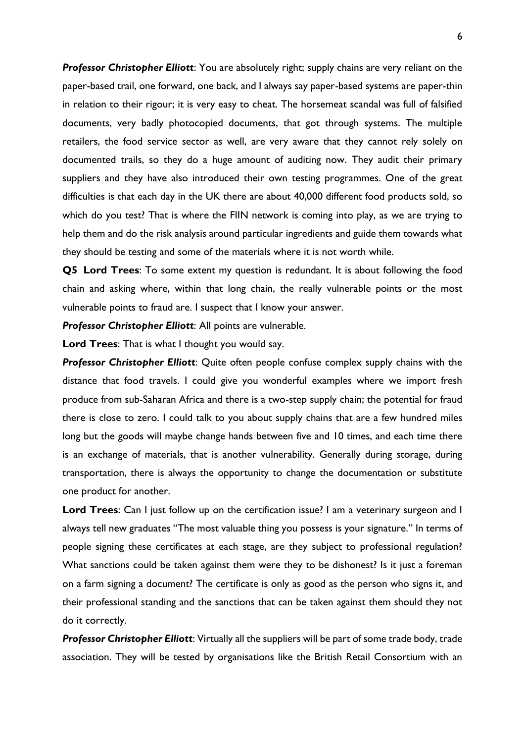***Professor Christopher Elliott***: You are absolutely right; supply chains are very reliant on the paper-based trail, one forward, one back, and I always say paper-based systems are paper-thin in relation to their rigour; it is very easy to cheat. The horsemeat scandal was full of falsified documents, very badly photocopied documents, that got through systems. The multiple retailers, the food service sector as well, are very aware that they cannot rely solely on documented trails, so they do a huge amount of auditing now. They audit their primary suppliers and they have also introduced their own testing programmes. One of the great difficulties is that each day in the UK there are about 40,000 different food products sold, so which do you test? That is where the FIIN network is coming into play, as we are trying to help them and do the risk analysis around particular ingredients and guide them towards what they should be testing and some of the materials where it is not worth while.

**Q5 Lord Trees**: To some extent my question is redundant. It is about following the food chain and asking where, within that long chain, the really vulnerable points or the most vulnerable points to fraud are. I suspect that I know your answer.

***Professor Christopher Elliott***: All points are vulnerable.

**Lord Trees**: That is what I thought you would say.

***Professor Christopher Elliott***: Quite often people confuse complex supply chains with the distance that food travels. I could give you wonderful examples where we import fresh produce from sub-Saharan Africa and there is a two-step supply chain; the potential for fraud there is close to zero. I could talk to you about supply chains that are a few hundred miles long but the goods will maybe change hands between five and 10 times, and each time there is an exchange of materials, that is another vulnerability. Generally during storage, during transportation, there is always the opportunity to change the documentation or substitute one product for another.

**Lord Trees**: Can I just follow up on the certification issue? I am a veterinary surgeon and I always tell new graduates "The most valuable thing you possess is your signature." In terms of people signing these certificates at each stage, are they subject to professional regulation? What sanctions could be taken against them were they to be dishonest? Is it just a foreman on a farm signing a document? The certificate is only as good as the person who signs it, and their professional standing and the sanctions that can be taken against them should they not do it correctly.

***Professor Christopher Elliott***: Virtually all the suppliers will be part of some trade body, trade association. They will be tested by organisations like the British Retail Consortium with an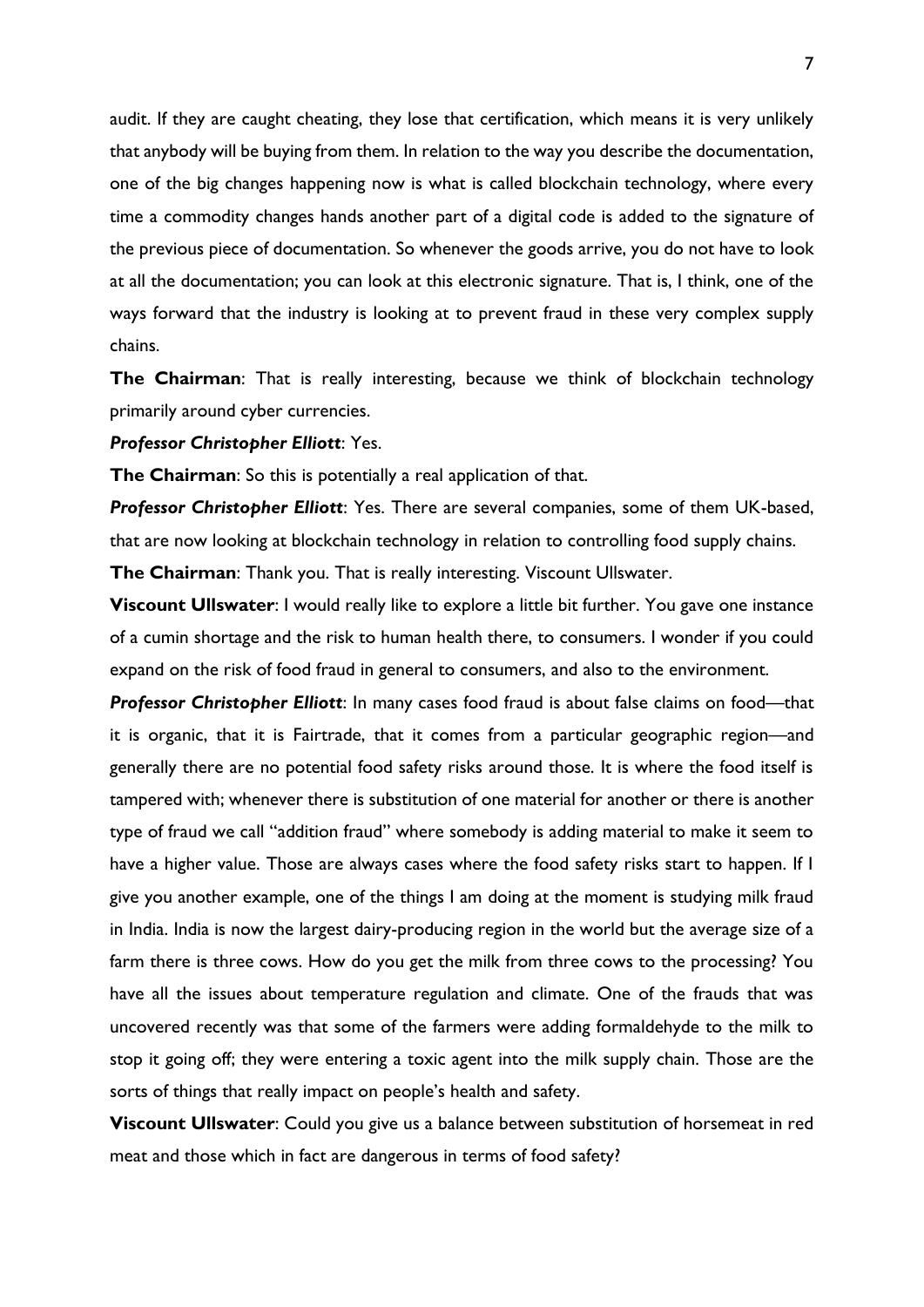audit. If they are caught cheating, they lose that certification, which means it is very unlikely that anybody will be buying from them. In relation to the way you describe the documentation, one of the big changes happening now is what is called blockchain technology, where every time a commodity changes hands another part of a digital code is added to the signature of the previous piece of documentation. So whenever the goods arrive, you do not have to look at all the documentation; you can look at this electronic signature. That is, I think, one of the ways forward that the industry is looking at to prevent fraud in these very complex supply chains.

**The Chairman**: That is really interesting, because we think of blockchain technology primarily around cyber currencies.

***Professor Christopher Elliott***: Yes.

**The Chairman**: So this is potentially a real application of that.

***Professor Christopher Elliott***: Yes. There are several companies, some of them UK-based, that are now looking at blockchain technology in relation to controlling food supply chains.

**The Chairman**: Thank you. That is really interesting. Viscount Ullswater.

**Viscount Ullswater**: I would really like to explore a little bit further. You gave one instance of a cumin shortage and the risk to human health there, to consumers. I wonder if you could expand on the risk of food fraud in general to consumers, and also to the environment.

***Professor Christopher Elliott***: In many cases food fraud is about false claims on food—that it is organic, that it is Fairtrade, that it comes from a particular geographic region—and generally there are no potential food safety risks around those. It is where the food itself is tampered with; whenever there is substitution of one material for another or there is another type of fraud we call "addition fraud" where somebody is adding material to make it seem to have a higher value. Those are always cases where the food safety risks start to happen. If I give you another example, one of the things I am doing at the moment is studying milk fraud in India. India is now the largest dairy-producing region in the world but the average size of a farm there is three cows. How do you get the milk from three cows to the processing? You have all the issues about temperature regulation and climate. One of the frauds that was uncovered recently was that some of the farmers were adding formaldehyde to the milk to stop it going off; they were entering a toxic agent into the milk supply chain. Those are the sorts of things that really impact on people's health and safety.

**Viscount Ullswater**: Could you give us a balance between substitution of horsemeat in red meat and those which in fact are dangerous in terms of food safety?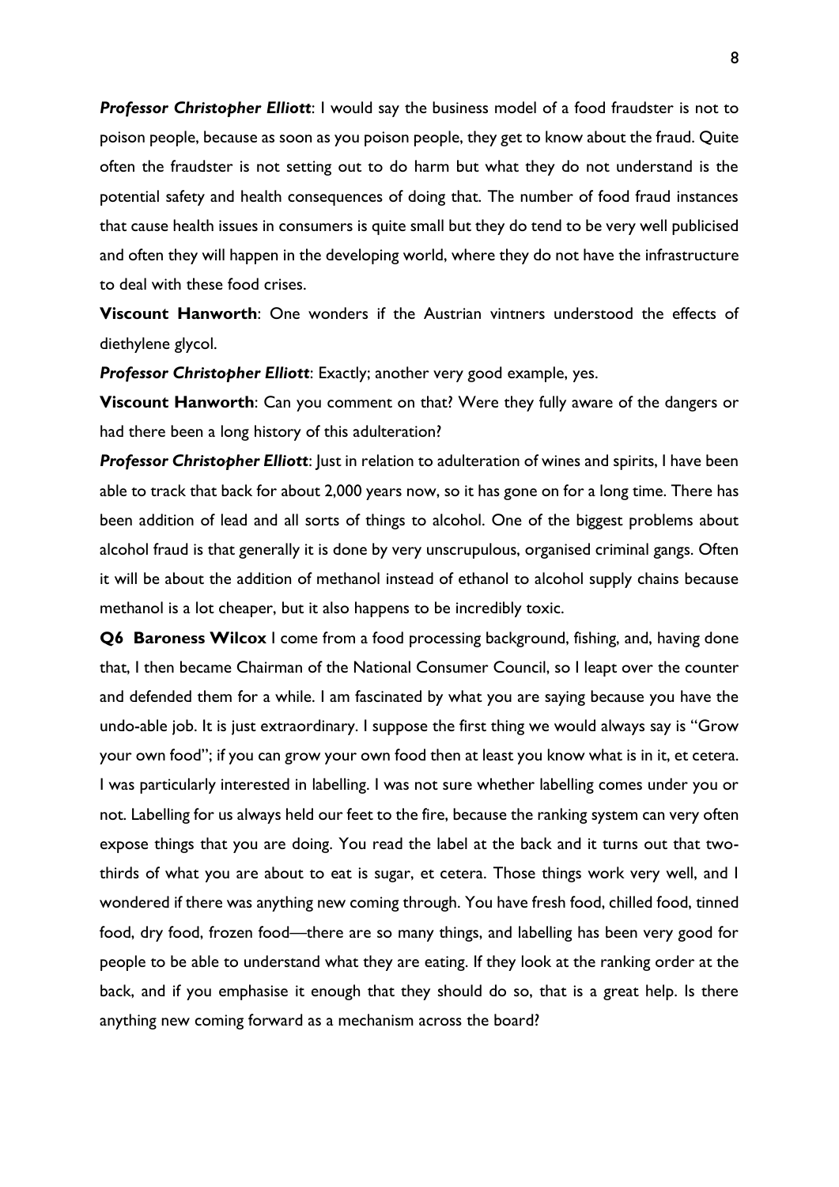***Professor Christopher Elliott***: I would say the business model of a food fraudster is not to poison people, because as soon as you poison people, they get to know about the fraud. Quite often the fraudster is not setting out to do harm but what they do not understand is the potential safety and health consequences of doing that. The number of food fraud instances that cause health issues in consumers is quite small but they do tend to be very well publicised and often they will happen in the developing world, where they do not have the infrastructure to deal with these food crises.

**Viscount Hanworth**: One wonders if the Austrian vintners understood the effects of diethylene glycol.

***Professor Christopher Elliott***: Exactly; another very good example, yes.

**Viscount Hanworth**: Can you comment on that? Were they fully aware of the dangers or had there been a long history of this adulteration?

***Professor Christopher Elliott***: Just in relation to adulteration of wines and spirits, I have been able to track that back for about 2,000 years now, so it has gone on for a long time. There has been addition of lead and all sorts of things to alcohol. One of the biggest problems about alcohol fraud is that generally it is done by very unscrupulous, organised criminal gangs. Often it will be about the addition of methanol instead of ethanol to alcohol supply chains because methanol is a lot cheaper, but it also happens to be incredibly toxic.

**Q6 Baroness Wilcox** I come from a food processing background, fishing, and, having done that, I then became Chairman of the National Consumer Council, so I leapt over the counter and defended them for a while. I am fascinated by what you are saying because you have the undo-able job. It is just extraordinary. I suppose the first thing we would always say is "Grow your own food"; if you can grow your own food then at least you know what is in it, et cetera. I was particularly interested in labelling. I was not sure whether labelling comes under you or not. Labelling for us always held our feet to the fire, because the ranking system can very often expose things that you are doing. You read the label at the back and it turns out that two-thirds of what you are about to eat is sugar, et cetera. Those things work very well, and I wondered if there was anything new coming through. You have fresh food, chilled food, tinned food, dry food, frozen food—there are so many things, and labelling has been very good for people to be able to understand what they are eating. If they look at the ranking order at the back, and if you emphasise it enough that they should do so, that is a great help. Is there anything new coming forward as a mechanism across the board?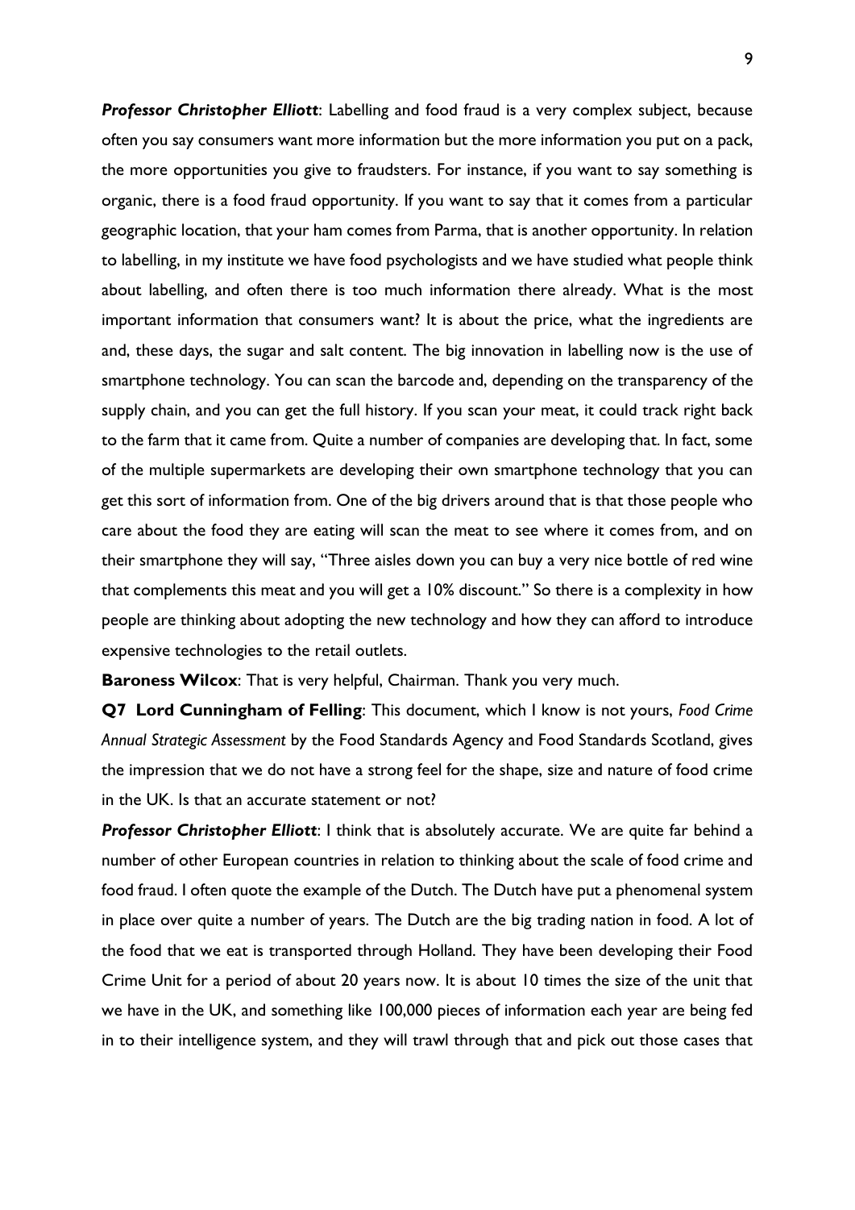***Professor Christopher Elliott***: Labelling and food fraud is a very complex subject, because often you say consumers want more information but the more information you put on a pack, the more opportunities you give to fraudsters. For instance, if you want to say something is organic, there is a food fraud opportunity. If you want to say that it comes from a particular geographic location, that your ham comes from Parma, that is another opportunity. In relation to labelling, in my institute we have food psychologists and we have studied what people think about labelling, and often there is too much information there already. What is the most important information that consumers want? It is about the price, what the ingredients are and, these days, the sugar and salt content. The big innovation in labelling now is the use of smartphone technology. You can scan the barcode and, depending on the transparency of the supply chain, and you can get the full history. If you scan your meat, it could track right back to the farm that it came from. Quite a number of companies are developing that. In fact, some of the multiple supermarkets are developing their own smartphone technology that you can get this sort of information from. One of the big drivers around that is that those people who care about the food they are eating will scan the meat to see where it comes from, and on their smartphone they will say, "Three aisles down you can buy a very nice bottle of red wine that complements this meat and you will get a 10% discount." So there is a complexity in how people are thinking about adopting the new technology and how they can afford to introduce expensive technologies to the retail outlets.

**Baroness Wilcox**: That is very helpful, Chairman. Thank you very much.

**Q7 Lord Cunningham of Felling**: This document, which I know is not yours, *Food Crime Annual Strategic Assessment* by the Food Standards Agency and Food Standards Scotland, gives the impression that we do not have a strong feel for the shape, size and nature of food crime in the UK. Is that an accurate statement or not?

***Professor Christopher Elliott***: I think that is absolutely accurate. We are quite far behind a number of other European countries in relation to thinking about the scale of food crime and food fraud. I often quote the example of the Dutch. The Dutch have put a phenomenal system in place over quite a number of years. The Dutch are the big trading nation in food. A lot of the food that we eat is transported through Holland. They have been developing their Food Crime Unit for a period of about 20 years now. It is about 10 times the size of the unit that we have in the UK, and something like 100,000 pieces of information each year are being fed in to their intelligence system, and they will trawl through that and pick out those cases that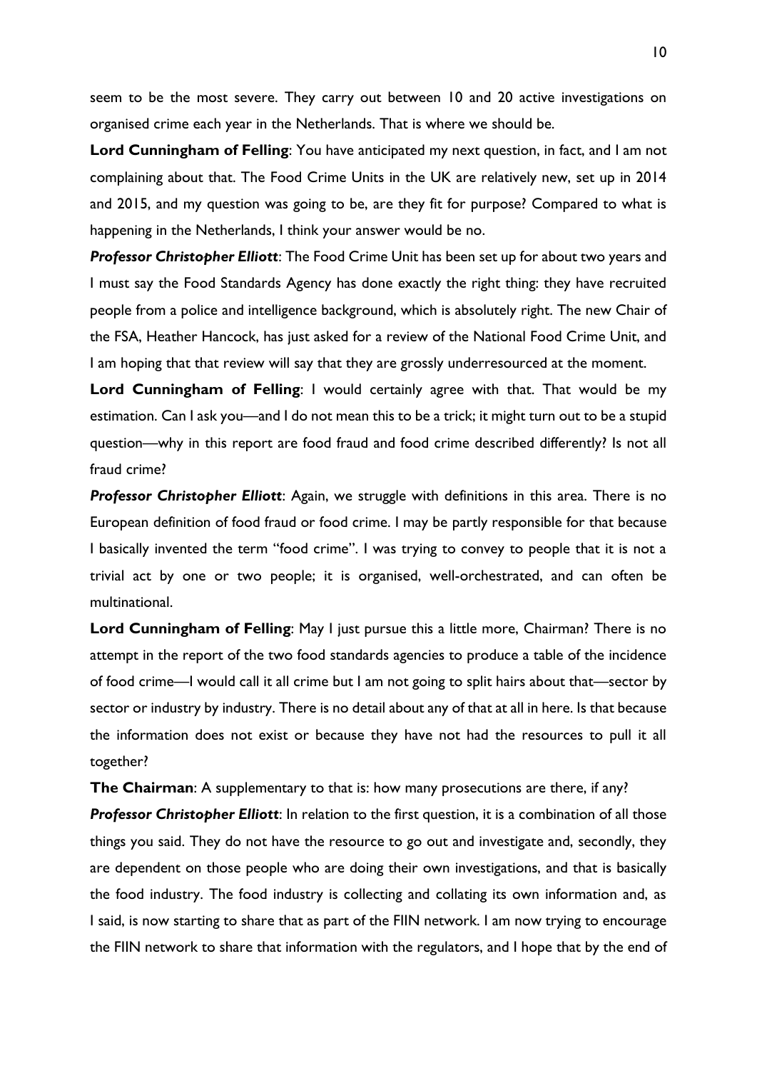seem to be the most severe. They carry out between 10 and 20 active investigations on organised crime each year in the Netherlands. That is where we should be.

**Lord Cunningham of Felling**: You have anticipated my next question, in fact, and I am not complaining about that. The Food Crime Units in the UK are relatively new, set up in 2014 and 2015, and my question was going to be, are they fit for purpose? Compared to what is happening in the Netherlands, I think your answer would be no.

***Professor Christopher Elliott***: The Food Crime Unit has been set up for about two years and I must say the Food Standards Agency has done exactly the right thing: they have recruited people from a police and intelligence background, which is absolutely right. The new Chair of the FSA, Heather Hancock, has just asked for a review of the National Food Crime Unit, and I am hoping that that review will say that they are grossly underresourced at the moment.

**Lord Cunningham of Felling**: I would certainly agree with that. That would be my estimation. Can I ask you—and I do not mean this to be a trick; it might turn out to be a stupid question—why in this report are food fraud and food crime described differently? Is not all fraud crime?

***Professor Christopher Elliott***: Again, we struggle with definitions in this area. There is no European definition of food fraud or food crime. I may be partly responsible for that because I basically invented the term "food crime". I was trying to convey to people that it is not a trivial act by one or two people; it is organised, well-orchestrated, and can often be multinational.

**Lord Cunningham of Felling**: May I just pursue this a little more, Chairman? There is no attempt in the report of the two food standards agencies to produce a table of the incidence of food crime—I would call it all crime but I am not going to split hairs about that—sector by sector or industry by industry. There is no detail about any of that at all in here. Is that because the information does not exist or because they have not had the resources to pull it all together?

**The Chairman**: A supplementary to that is: how many prosecutions are there, if any?

***Professor Christopher Elliott***: In relation to the first question, it is a combination of all those things you said. They do not have the resource to go out and investigate and, secondly, they are dependent on those people who are doing their own investigations, and that is basically the food industry. The food industry is collecting and collating its own information and, as I said, is now starting to share that as part of the FIIN network. I am now trying to encourage the FIIN network to share that information with the regulators, and I hope that by the end of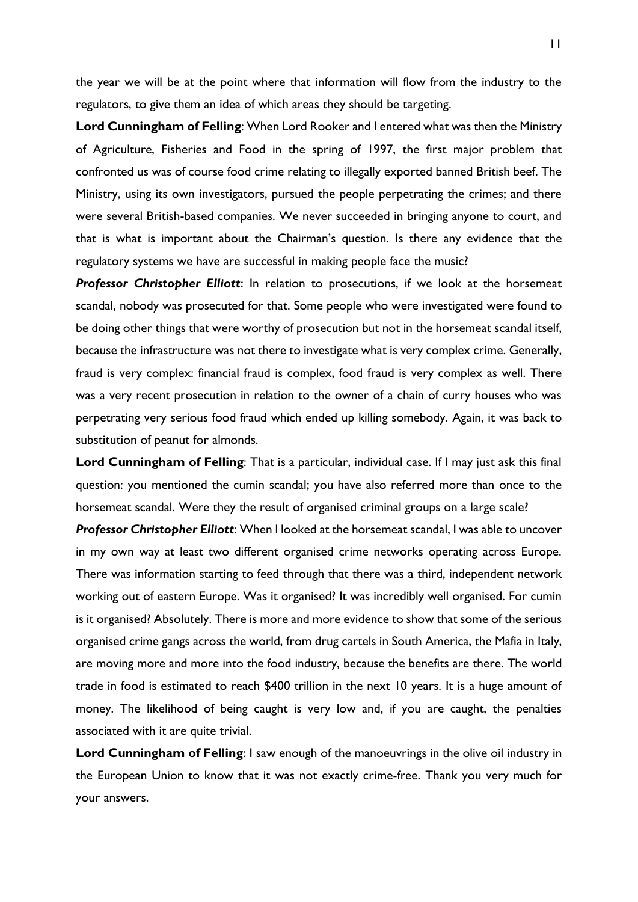the year we will be at the point where that information will flow from the industry to the regulators, to give them an idea of which areas they should be targeting.

**Lord Cunningham of Felling**: When Lord Rooker and I entered what was then the Ministry of Agriculture, Fisheries and Food in the spring of 1997, the first major problem that confronted us was of course food crime relating to illegally exported banned British beef. The Ministry, using its own investigators, pursued the people perpetrating the crimes; and there were several British-based companies. We never succeeded in bringing anyone to court, and that is what is important about the Chairman's question. Is there any evidence that the regulatory systems we have are successful in making people face the music?

***Professor Christopher Elliott***: In relation to prosecutions, if we look at the horsemeat scandal, nobody was prosecuted for that. Some people who were investigated were found to be doing other things that were worthy of prosecution but not in the horsemeat scandal itself, because the infrastructure was not there to investigate what is very complex crime. Generally, fraud is very complex: financial fraud is complex, food fraud is very complex as well. There was a very recent prosecution in relation to the owner of a chain of curry houses who was perpetrating very serious food fraud which ended up killing somebody. Again, it was back to substitution of peanut for almonds.

**Lord Cunningham of Felling**: That is a particular, individual case. If I may just ask this final question: you mentioned the cumin scandal; you have also referred more than once to the horsemeat scandal. Were they the result of organised criminal groups on a large scale?

***Professor Christopher Elliott***: When I looked at the horsemeat scandal, I was able to uncover in my own way at least two different organised crime networks operating across Europe. There was information starting to feed through that there was a third, independent network working out of eastern Europe. Was it organised? It was incredibly well organised. For cumin is it organised? Absolutely. There is more and more evidence to show that some of the serious organised crime gangs across the world, from drug cartels in South America, the Mafia in Italy, are moving more and more into the food industry, because the benefits are there. The world trade in food is estimated to reach $400 trillion in the next 10 years. It is a huge amount of money. The likelihood of being caught is very low and, if you are caught, the penalties associated with it are quite trivial.

**Lord Cunningham of Felling**: I saw enough of the manoeuvrings in the olive oil industry in the European Union to know that it was not exactly crime-free. Thank you very much for your answers.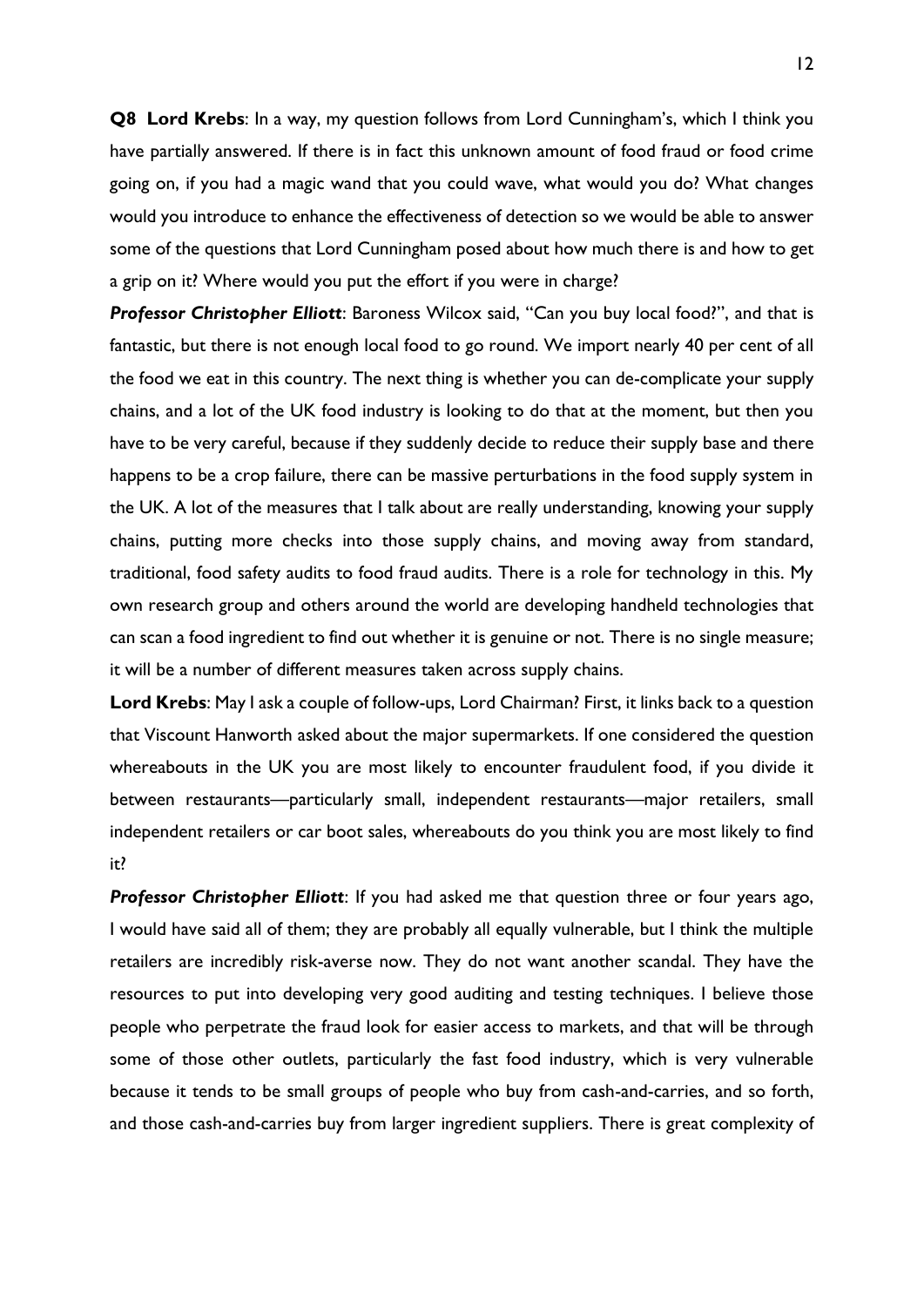**Q8 Lord Krebs**: In a way, my question follows from Lord Cunningham's, which I think you have partially answered. If there is in fact this unknown amount of food fraud or food crime going on, if you had a magic wand that you could wave, what would you do? What changes would you introduce to enhance the effectiveness of detection so we would be able to answer some of the questions that Lord Cunningham posed about how much there is and how to get a grip on it? Where would you put the effort if you were in charge?

***Professor Christopher Elliott***: Baroness Wilcox said, "Can you buy local food?", and that is fantastic, but there is not enough local food to go round. We import nearly 40 per cent of all the food we eat in this country. The next thing is whether you can de-complicate your supply chains, and a lot of the UK food industry is looking to do that at the moment, but then you have to be very careful, because if they suddenly decide to reduce their supply base and there happens to be a crop failure, there can be massive perturbations in the food supply system in the UK. A lot of the measures that I talk about are really understanding, knowing your supply chains, putting more checks into those supply chains, and moving away from standard, traditional, food safety audits to food fraud audits. There is a role for technology in this. My own research group and others around the world are developing handheld technologies that can scan a food ingredient to find out whether it is genuine or not. There is no single measure; it will be a number of different measures taken across supply chains.

**Lord Krebs**: May I ask a couple of follow-ups, Lord Chairman? First, it links back to a question that Viscount Hanworth asked about the major supermarkets. If one considered the question whereabouts in the UK you are most likely to encounter fraudulent food, if you divide it between restaurants—particularly small, independent restaurants—major retailers, small independent retailers or car boot sales, whereabouts do you think you are most likely to find it?

***Professor Christopher Elliott***: If you had asked me that question three or four years ago, I would have said all of them; they are probably all equally vulnerable, but I think the multiple retailers are incredibly risk-averse now. They do not want another scandal. They have the resources to put into developing very good auditing and testing techniques. I believe those people who perpetrate the fraud look for easier access to markets, and that will be through some of those other outlets, particularly the fast food industry, which is very vulnerable because it tends to be small groups of people who buy from cash-and-carries, and so forth, and those cash-and-carries buy from larger ingredient suppliers. There is great complexity of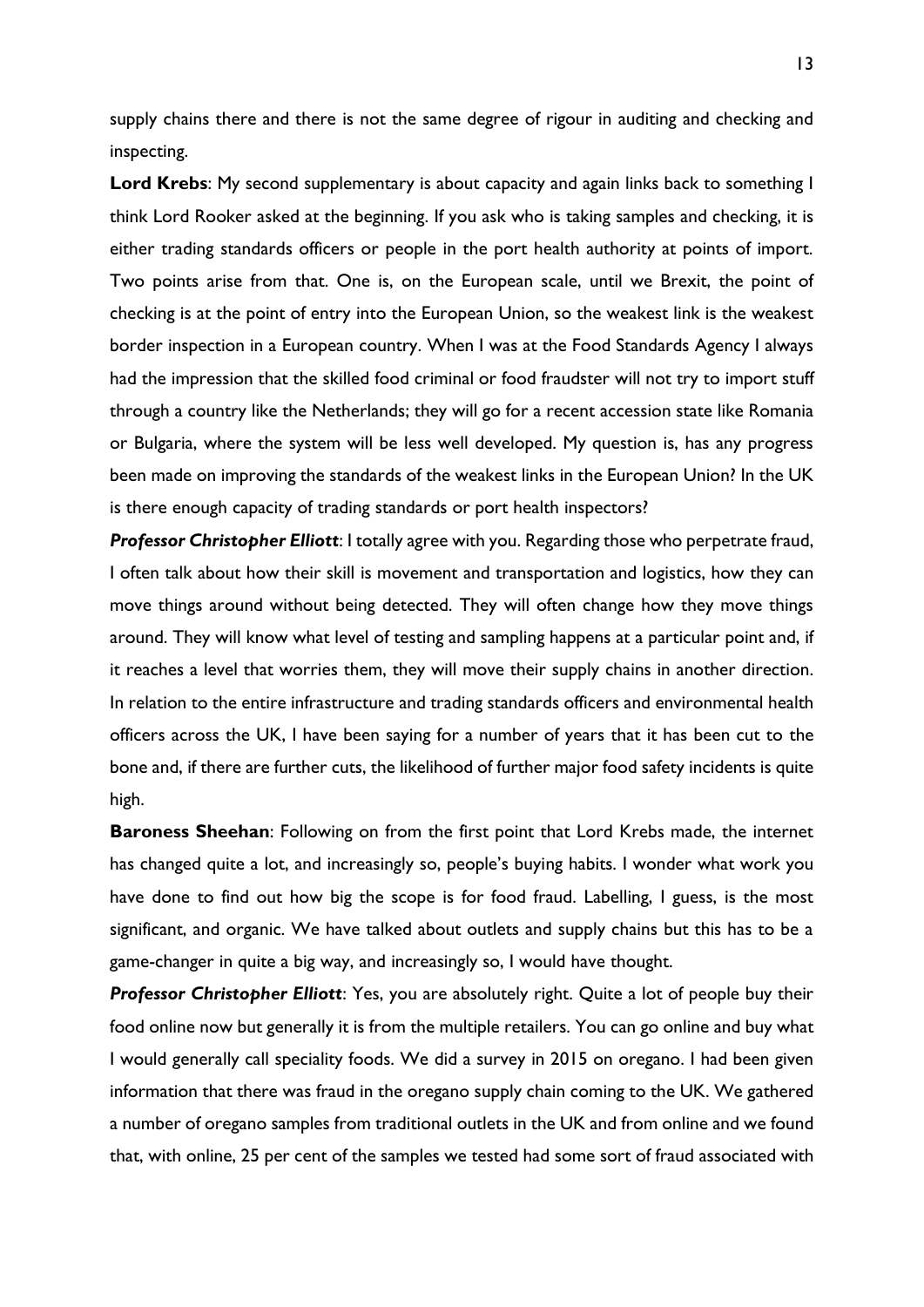supply chains there and there is not the same degree of rigour in auditing and checking and inspecting.

**Lord Krebs**: My second supplementary is about capacity and again links back to something I think Lord Rooker asked at the beginning. If you ask who is taking samples and checking, it is either trading standards officers or people in the port health authority at points of import. Two points arise from that. One is, on the European scale, until we Brexit, the point of checking is at the point of entry into the European Union, so the weakest link is the weakest border inspection in a European country. When I was at the Food Standards Agency I always had the impression that the skilled food criminal or food fraudster will not try to import stuff through a country like the Netherlands; they will go for a recent accession state like Romania or Bulgaria, where the system will be less well developed. My question is, has any progress been made on improving the standards of the weakest links in the European Union? In the UK is there enough capacity of trading standards or port health inspectors?

***Professor Christopher Elliott***: I totally agree with you. Regarding those who perpetrate fraud, I often talk about how their skill is movement and transportation and logistics, how they can move things around without being detected. They will often change how they move things around. They will know what level of testing and sampling happens at a particular point and, if it reaches a level that worries them, they will move their supply chains in another direction. In relation to the entire infrastructure and trading standards officers and environmental health officers across the UK, I have been saying for a number of years that it has been cut to the bone and, if there are further cuts, the likelihood of further major food safety incidents is quite high.

**Baroness Sheehan**: Following on from the first point that Lord Krebs made, the internet has changed quite a lot, and increasingly so, people's buying habits. I wonder what work you have done to find out how big the scope is for food fraud. Labelling, I guess, is the most significant, and organic. We have talked about outlets and supply chains but this has to be a game-changer in quite a big way, and increasingly so, I would have thought.

***Professor Christopher Elliott***: Yes, you are absolutely right. Quite a lot of people buy their food online now but generally it is from the multiple retailers. You can go online and buy what I would generally call speciality foods. We did a survey in 2015 on oregano. I had been given information that there was fraud in the oregano supply chain coming to the UK. We gathered a number of oregano samples from traditional outlets in the UK and from online and we found that, with online, 25 per cent of the samples we tested had some sort of fraud associated with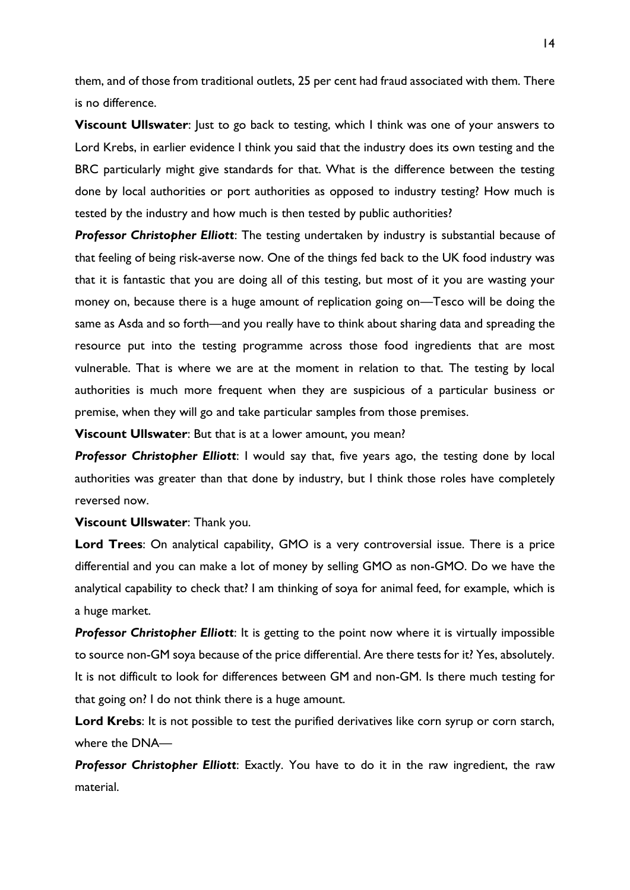them, and of those from traditional outlets, 25 per cent had fraud associated with them. There is no difference.

**Viscount Ullswater**: Just to go back to testing, which I think was one of your answers to Lord Krebs, in earlier evidence I think you said that the industry does its own testing and the BRC particularly might give standards for that. What is the difference between the testing done by local authorities or port authorities as opposed to industry testing? How much is tested by the industry and how much is then tested by public authorities?

***Professor Christopher Elliott***: The testing undertaken by industry is substantial because of that feeling of being risk-averse now. One of the things fed back to the UK food industry was that it is fantastic that you are doing all of this testing, but most of it you are wasting your money on, because there is a huge amount of replication going on—Tesco will be doing the same as Asda and so forth—and you really have to think about sharing data and spreading the resource put into the testing programme across those food ingredients that are most vulnerable. That is where we are at the moment in relation to that. The testing by local authorities is much more frequent when they are suspicious of a particular business or premise, when they will go and take particular samples from those premises.

**Viscount Ullswater**: But that is at a lower amount, you mean?

***Professor Christopher Elliott***: I would say that, five years ago, the testing done by local authorities was greater than that done by industry, but I think those roles have completely reversed now.

**Viscount Ullswater**: Thank you.

**Lord Trees**: On analytical capability, GMO is a very controversial issue. There is a price differential and you can make a lot of money by selling GMO as non-GMO. Do we have the analytical capability to check that? I am thinking of soya for animal feed, for example, which is a huge market.

***Professor Christopher Elliott***: It is getting to the point now where it is virtually impossible to source non-GM soya because of the price differential. Are there tests for it? Yes, absolutely. It is not difficult to look for differences between GM and non-GM. Is there much testing for that going on? I do not think there is a huge amount.

**Lord Krebs**: It is not possible to test the purified derivatives like corn syrup or corn starch, where the DNA—

***Professor Christopher Elliott***: Exactly. You have to do it in the raw ingredient, the raw material.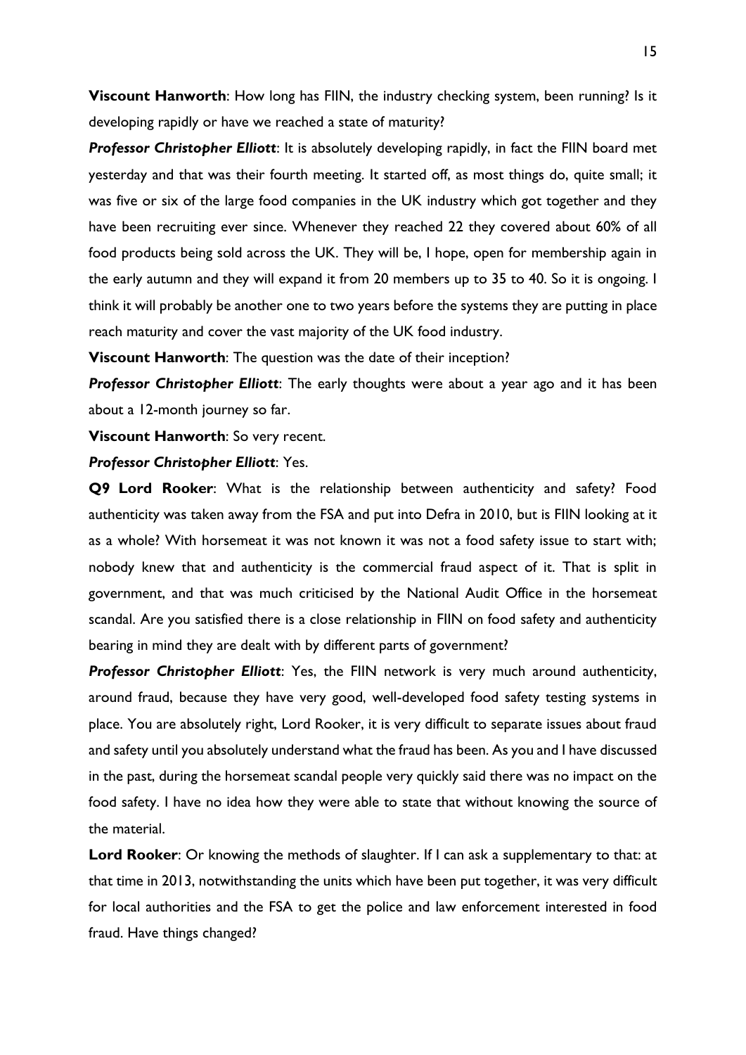**Viscount Hanworth**: How long has FIIN, the industry checking system, been running? Is it developing rapidly or have we reached a state of maturity?

***Professor Christopher Elliott***: It is absolutely developing rapidly, in fact the FIIN board met yesterday and that was their fourth meeting. It started off, as most things do, quite small; it was five or six of the large food companies in the UK industry which got together and they have been recruiting ever since. Whenever they reached 22 they covered about 60% of all food products being sold across the UK. They will be, I hope, open for membership again in the early autumn and they will expand it from 20 members up to 35 to 40. So it is ongoing. I think it will probably be another one to two years before the systems they are putting in place reach maturity and cover the vast majority of the UK food industry.

**Viscount Hanworth**: The question was the date of their inception?

***Professor Christopher Elliott***: The early thoughts were about a year ago and it has been about a 12-month journey so far.

**Viscount Hanworth**: So very recent.

***Professor Christopher Elliott***: Yes.

**Q9 Lord Rooker**: What is the relationship between authenticity and safety? Food authenticity was taken away from the FSA and put into Defra in 2010, but is FIIN looking at it as a whole? With horsemeat it was not known it was not a food safety issue to start with; nobody knew that and authenticity is the commercial fraud aspect of it. That is split in government, and that was much criticised by the National Audit Office in the horsemeat scandal. Are you satisfied there is a close relationship in FIIN on food safety and authenticity bearing in mind they are dealt with by different parts of government?

***Professor Christopher Elliott***: Yes, the FIIN network is very much around authenticity, around fraud, because they have very good, well-developed food safety testing systems in place. You are absolutely right, Lord Rooker, it is very difficult to separate issues about fraud and safety until you absolutely understand what the fraud has been. As you and I have discussed in the past, during the horsemeat scandal people very quickly said there was no impact on the food safety. I have no idea how they were able to state that without knowing the source of the material.

**Lord Rooker**: Or knowing the methods of slaughter. If I can ask a supplementary to that: at that time in 2013, notwithstanding the units which have been put together, it was very difficult for local authorities and the FSA to get the police and law enforcement interested in food fraud. Have things changed?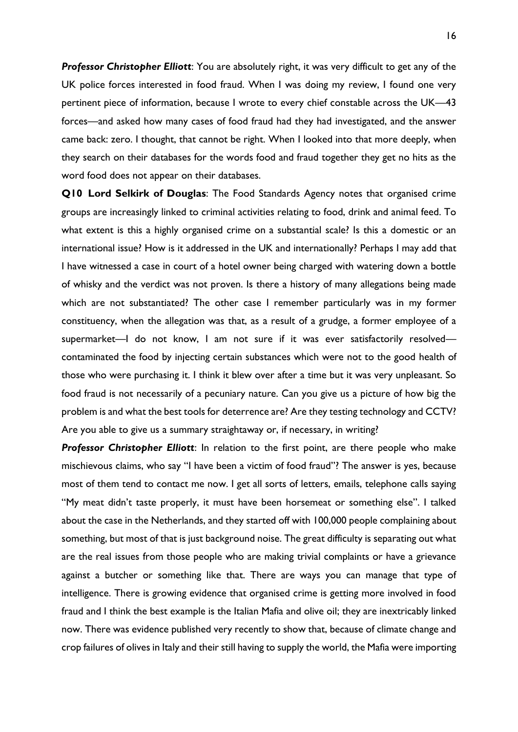***Professor Christopher Elliott***: You are absolutely right, it was very difficult to get any of the UK police forces interested in food fraud. When I was doing my review, I found one very pertinent piece of information, because I wrote to every chief constable across the UK—43 forces—and asked how many cases of food fraud had they had investigated, and the answer came back: zero. I thought, that cannot be right. When I looked into that more deeply, when they search on their databases for the words food and fraud together they get no hits as the word food does not appear on their databases.

**Q10 Lord Selkirk of Douglas**: The Food Standards Agency notes that organised crime groups are increasingly linked to criminal activities relating to food, drink and animal feed. To what extent is this a highly organised crime on a substantial scale? Is this a domestic or an international issue? How is it addressed in the UK and internationally? Perhaps I may add that I have witnessed a case in court of a hotel owner being charged with watering down a bottle of whisky and the verdict was not proven. Is there a history of many allegations being made which are not substantiated? The other case I remember particularly was in my former constituency, when the allegation was that, as a result of a grudge, a former employee of a supermarket—I do not know, I am not sure if it was ever satisfactorily resolved—contaminated the food by injecting certain substances which were not to the good health of those who were purchasing it. I think it blew over after a time but it was very unpleasant. So food fraud is not necessarily of a pecuniary nature. Can you give us a picture of how big the problem is and what the best tools for deterrence are? Are they testing technology and CCTV? Are you able to give us a summary straightaway or, if necessary, in writing?

***Professor Christopher Elliott***: In relation to the first point, are there people who make mischievous claims, who say "I have been a victim of food fraud"? The answer is yes, because most of them tend to contact me now. I get all sorts of letters, emails, telephone calls saying "My meat didn't taste properly, it must have been horsemeat or something else". I talked about the case in the Netherlands, and they started off with 100,000 people complaining about something, but most of that is just background noise. The great difficulty is separating out what are the real issues from those people who are making trivial complaints or have a grievance against a butcher or something like that. There are ways you can manage that type of intelligence. There is growing evidence that organised crime is getting more involved in food fraud and I think the best example is the Italian Mafia and olive oil; they are inextricably linked now. There was evidence published very recently to show that, because of climate change and crop failures of olives in Italy and their still having to supply the world, the Mafia were importing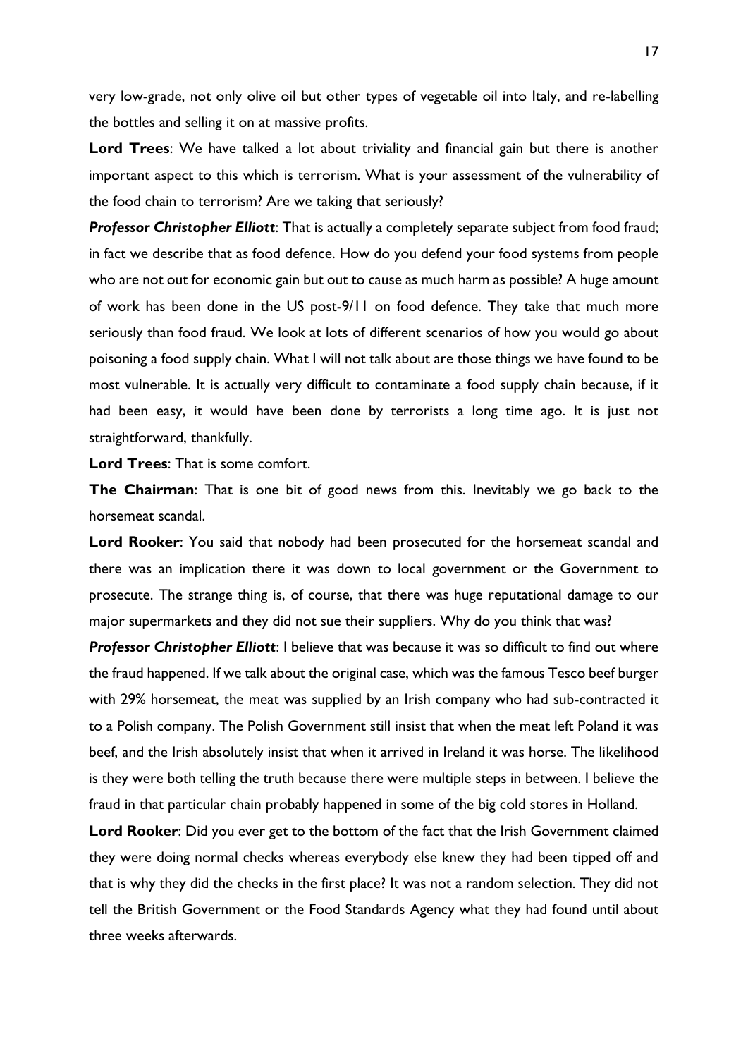very low-grade, not only olive oil but other types of vegetable oil into Italy, and re-labelling the bottles and selling it on at massive profits.

**Lord Trees**: We have talked a lot about triviality and financial gain but there is another important aspect to this which is terrorism. What is your assessment of the vulnerability of the food chain to terrorism? Are we taking that seriously?

***Professor Christopher Elliott***: That is actually a completely separate subject from food fraud; in fact we describe that as food defence. How do you defend your food systems from people who are not out for economic gain but out to cause as much harm as possible? A huge amount of work has been done in the US post-9/11 on food defence. They take that much more seriously than food fraud. We look at lots of different scenarios of how you would go about poisoning a food supply chain. What I will not talk about are those things we have found to be most vulnerable. It is actually very difficult to contaminate a food supply chain because, if it had been easy, it would have been done by terrorists a long time ago. It is just not straightforward, thankfully.

**Lord Trees**: That is some comfort.

**The Chairman**: That is one bit of good news from this. Inevitably we go back to the horsemeat scandal.

**Lord Rooker**: You said that nobody had been prosecuted for the horsemeat scandal and there was an implication there it was down to local government or the Government to prosecute. The strange thing is, of course, that there was huge reputational damage to our major supermarkets and they did not sue their suppliers. Why do you think that was?

***Professor Christopher Elliott***: I believe that was because it was so difficult to find out where the fraud happened. If we talk about the original case, which was the famous Tesco beef burger with 29% horsemeat, the meat was supplied by an Irish company who had sub-contracted it to a Polish company. The Polish Government still insist that when the meat left Poland it was beef, and the Irish absolutely insist that when it arrived in Ireland it was horse. The likelihood is they were both telling the truth because there were multiple steps in between. I believe the fraud in that particular chain probably happened in some of the big cold stores in Holland.

**Lord Rooker**: Did you ever get to the bottom of the fact that the Irish Government claimed they were doing normal checks whereas everybody else knew they had been tipped off and that is why they did the checks in the first place? It was not a random selection. They did not tell the British Government or the Food Standards Agency what they had found until about three weeks afterwards.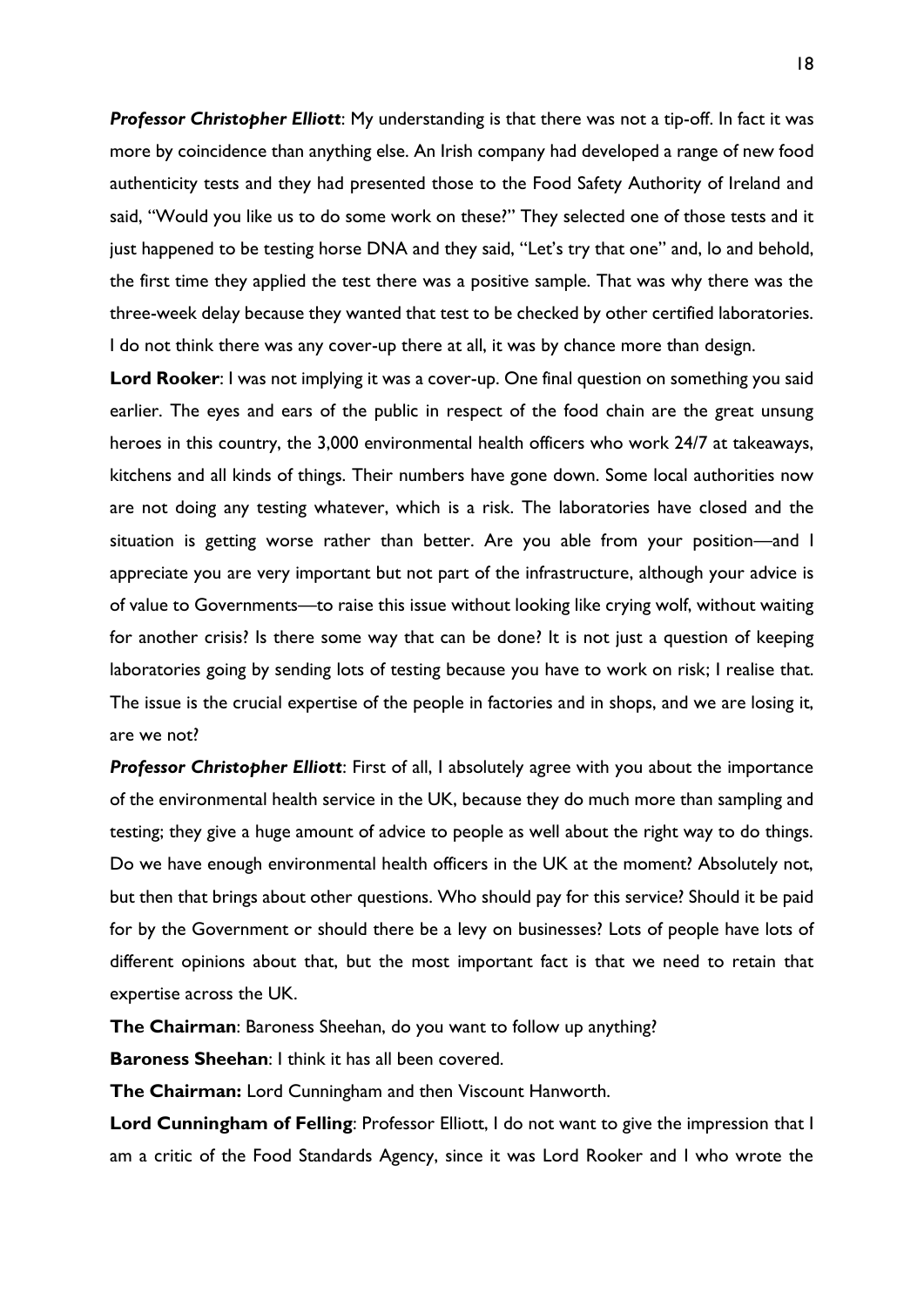***Professor Christopher Elliott***: My understanding is that there was not a tip-off. In fact it was more by coincidence than anything else. An Irish company had developed a range of new food authenticity tests and they had presented those to the Food Safety Authority of Ireland and said, "Would you like us to do some work on these?" They selected one of those tests and it just happened to be testing horse DNA and they said, "Let's try that one" and, lo and behold, the first time they applied the test there was a positive sample. That was why there was the three-week delay because they wanted that test to be checked by other certified laboratories. I do not think there was any cover-up there at all, it was by chance more than design.

**Lord Rooker**: I was not implying it was a cover-up. One final question on something you said earlier. The eyes and ears of the public in respect of the food chain are the great unsung heroes in this country, the 3,000 environmental health officers who work 24/7 at takeaways, kitchens and all kinds of things. Their numbers have gone down. Some local authorities now are not doing any testing whatever, which is a risk. The laboratories have closed and the situation is getting worse rather than better. Are you able from your position—and I appreciate you are very important but not part of the infrastructure, although your advice is of value to Governments—to raise this issue without looking like crying wolf, without waiting for another crisis? Is there some way that can be done? It is not just a question of keeping laboratories going by sending lots of testing because you have to work on risk; I realise that. The issue is the crucial expertise of the people in factories and in shops, and we are losing it, are we not?

***Professor Christopher Elliott***: First of all, I absolutely agree with you about the importance of the environmental health service in the UK, because they do much more than sampling and testing; they give a huge amount of advice to people as well about the right way to do things. Do we have enough environmental health officers in the UK at the moment? Absolutely not, but then that brings about other questions. Who should pay for this service? Should it be paid for by the Government or should there be a levy on businesses? Lots of people have lots of different opinions about that, but the most important fact is that we need to retain that expertise across the UK.

**The Chairman**: Baroness Sheehan, do you want to follow up anything?

**Baroness Sheehan**: I think it has all been covered.

**The Chairman:** Lord Cunningham and then Viscount Hanworth.

**Lord Cunningham of Felling**: Professor Elliott, I do not want to give the impression that I am a critic of the Food Standards Agency, since it was Lord Rooker and I who wrote the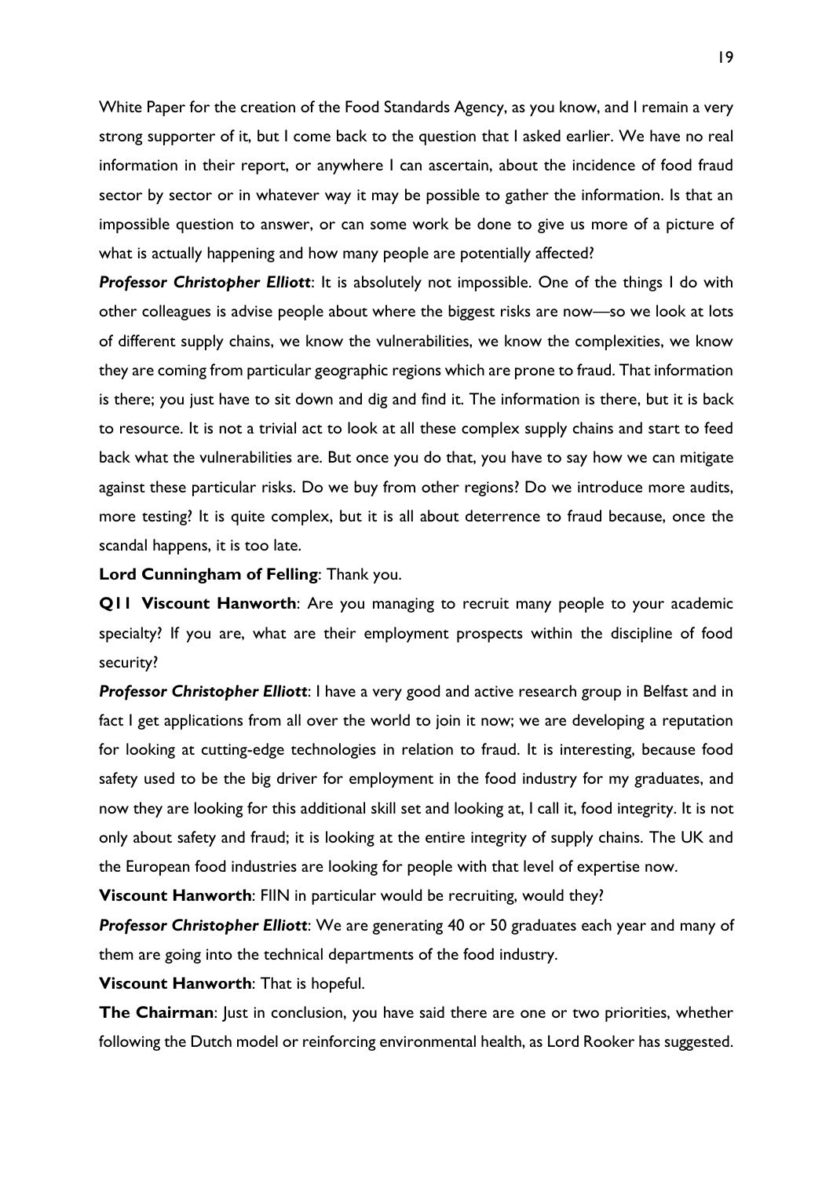White Paper for the creation of the Food Standards Agency, as you know, and I remain a very strong supporter of it, but I come back to the question that I asked earlier. We have no real information in their report, or anywhere I can ascertain, about the incidence of food fraud sector by sector or in whatever way it may be possible to gather the information. Is that an impossible question to answer, or can some work be done to give us more of a picture of what is actually happening and how many people are potentially affected?

***Professor Christopher Elliott***: It is absolutely not impossible. One of the things I do with other colleagues is advise people about where the biggest risks are now—so we look at lots of different supply chains, we know the vulnerabilities, we know the complexities, we know they are coming from particular geographic regions which are prone to fraud. That information is there; you just have to sit down and dig and find it. The information is there, but it is back to resource. It is not a trivial act to look at all these complex supply chains and start to feed back what the vulnerabilities are. But once you do that, you have to say how we can mitigate against these particular risks. Do we buy from other regions? Do we introduce more audits, more testing? It is quite complex, but it is all about deterrence to fraud because, once the scandal happens, it is too late.

**Lord Cunningham of Felling**: Thank you.

**Q11 Viscount Hanworth**: Are you managing to recruit many people to your academic specialty? If you are, what are their employment prospects within the discipline of food security?

***Professor Christopher Elliott***: I have a very good and active research group in Belfast and in fact I get applications from all over the world to join it now; we are developing a reputation for looking at cutting-edge technologies in relation to fraud. It is interesting, because food safety used to be the big driver for employment in the food industry for my graduates, and now they are looking for this additional skill set and looking at, I call it, food integrity. It is not only about safety and fraud; it is looking at the entire integrity of supply chains. The UK and the European food industries are looking for people with that level of expertise now.

**Viscount Hanworth**: FIIN in particular would be recruiting, would they?

***Professor Christopher Elliott***: We are generating 40 or 50 graduates each year and many of them are going into the technical departments of the food industry.

**Viscount Hanworth**: That is hopeful.

**The Chairman**: Just in conclusion, you have said there are one or two priorities, whether following the Dutch model or reinforcing environmental health, as Lord Rooker has suggested.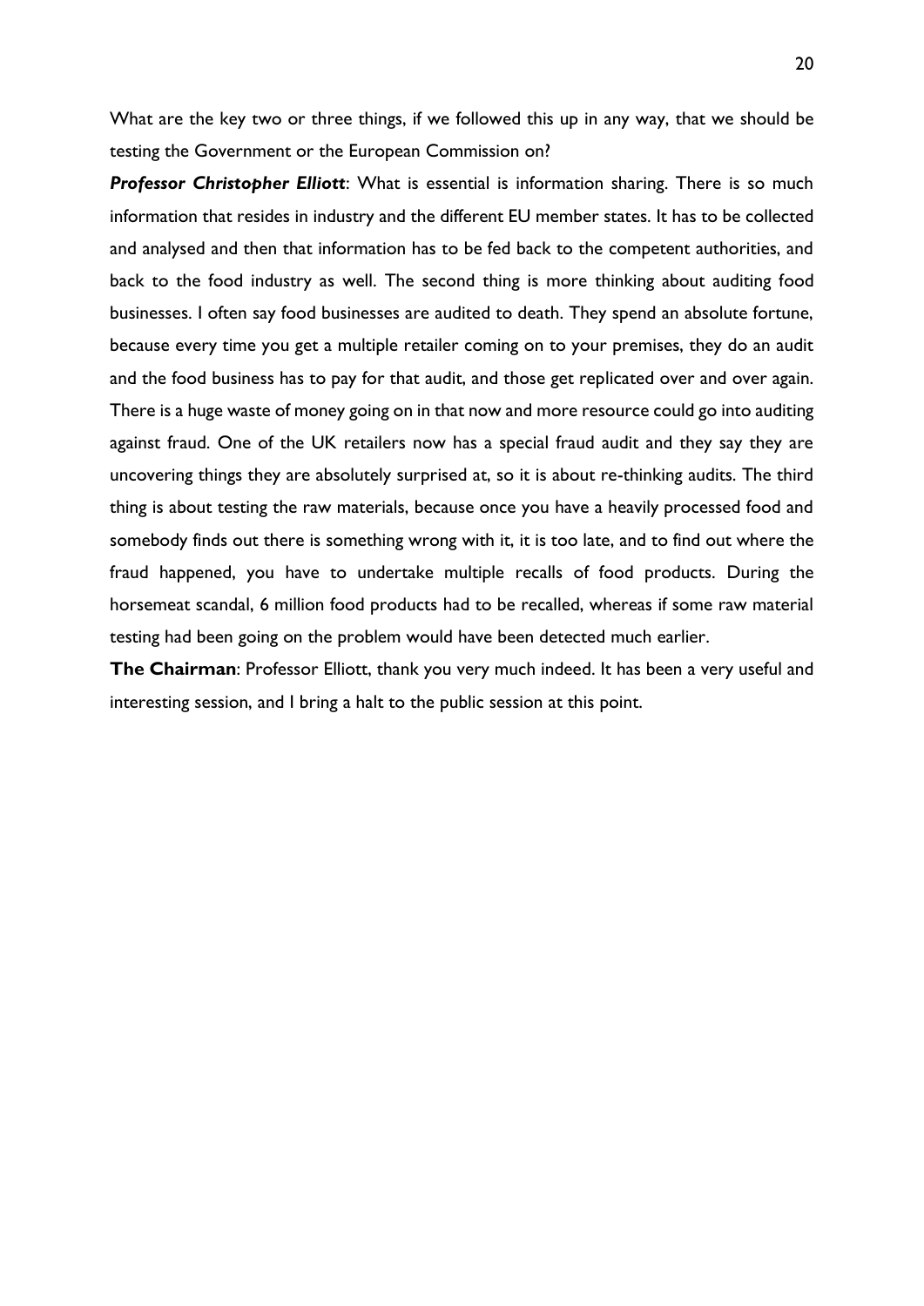What are the key two or three things, if we followed this up in any way, that we should be testing the Government or the European Commission on?

***Professor Christopher Elliott***: What is essential is information sharing. There is so much information that resides in industry and the different EU member states. It has to be collected and analysed and then that information has to be fed back to the competent authorities, and back to the food industry as well. The second thing is more thinking about auditing food businesses. I often say food businesses are audited to death. They spend an absolute fortune, because every time you get a multiple retailer coming on to your premises, they do an audit and the food business has to pay for that audit, and those get replicated over and over again. There is a huge waste of money going on in that now and more resource could go into auditing against fraud. One of the UK retailers now has a special fraud audit and they say they are uncovering things they are absolutely surprised at, so it is about re-thinking audits. The third thing is about testing the raw materials, because once you have a heavily processed food and somebody finds out there is something wrong with it, it is too late, and to find out where the fraud happened, you have to undertake multiple recalls of food products. During the horsemeat scandal, 6 million food products had to be recalled, whereas if some raw material testing had been going on the problem would have been detected much earlier.

**The Chairman**: Professor Elliott, thank you very much indeed. It has been a very useful and interesting session, and I bring a halt to the public session at this point.